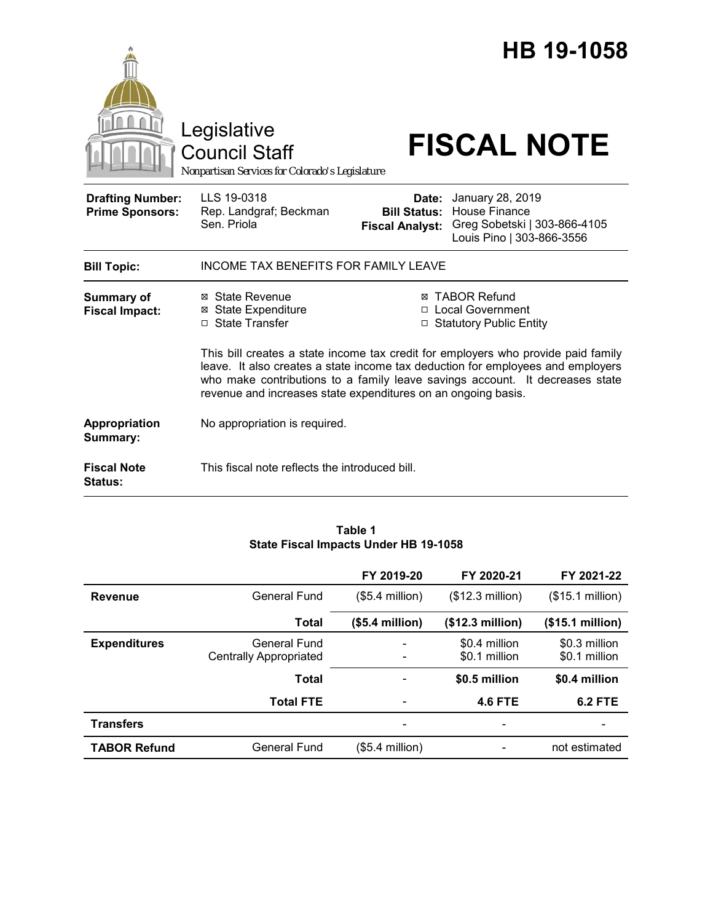# HB 19-1058

Legislative Council Staff

*Nonpartisan Services for Colorado's Legislature*

# FISCAL NOTE

| | | | |
|---|---|---|---|
| **Drafting Number:** | LLS 19-0318 | **Date:** | January 28, 2019 |
| **Prime Sponsors:** | Rep. Landgraf; Beckman<br>Sen. Priola | **Bill Status:** | House Finance |
| | | **Fiscal Analyst:** | Greg Sobetski \| 303-866-4105<br>Louis Pino \| 303-866-3556 |

**Bill Topic:** INCOME TAX BENEFITS FOR FAMILY LEAVE

**Summary of Fiscal Impact:**

- ☒ State Revenue
- ☒ State Expenditure
- ☐ State Transfer
- ☒ TABOR Refund
- ☐ Local Government
- ☐ Statutory Public Entity

This bill creates a state income tax credit for employers who provide paid family leave. It also creates a state income tax deduction for employees and employers who make contributions to a family leave savings account. It decreases state revenue and increases state expenditures on an ongoing basis.

**Appropriation Summary:** No appropriation is required.

**Fiscal Note Status:** This fiscal note reflects the introduced bill.

**Table 1**
**State Fiscal Impacts Under HB 19-1058**

| | | FY 2019-20 | FY 2020-21 | FY 2021-22 |
|---|---|---|---|---|
| **Revenue** | General Fund | ($5.4 million) | ($12.3 million) | ($15.1 million) |
| | **Total** | **($5.4 million)** | **($12.3 million)** | **($15.1 million)** |
| **Expenditures** | General Fund<br>Centrally Appropriated | -<br>- | \$0.4 million<br>\$0.1 million | \$0.3 million<br>\$0.1 million |
| | **Total** | - | **\$0.5 million** | **\$0.4 million** |
| | **Total FTE** | - | **4.6 FTE** | **6.2 FTE** |
| **Transfers** | | - | - | - |
| **TABOR Refund** | General Fund | ($5.4 million) | - | not estimated |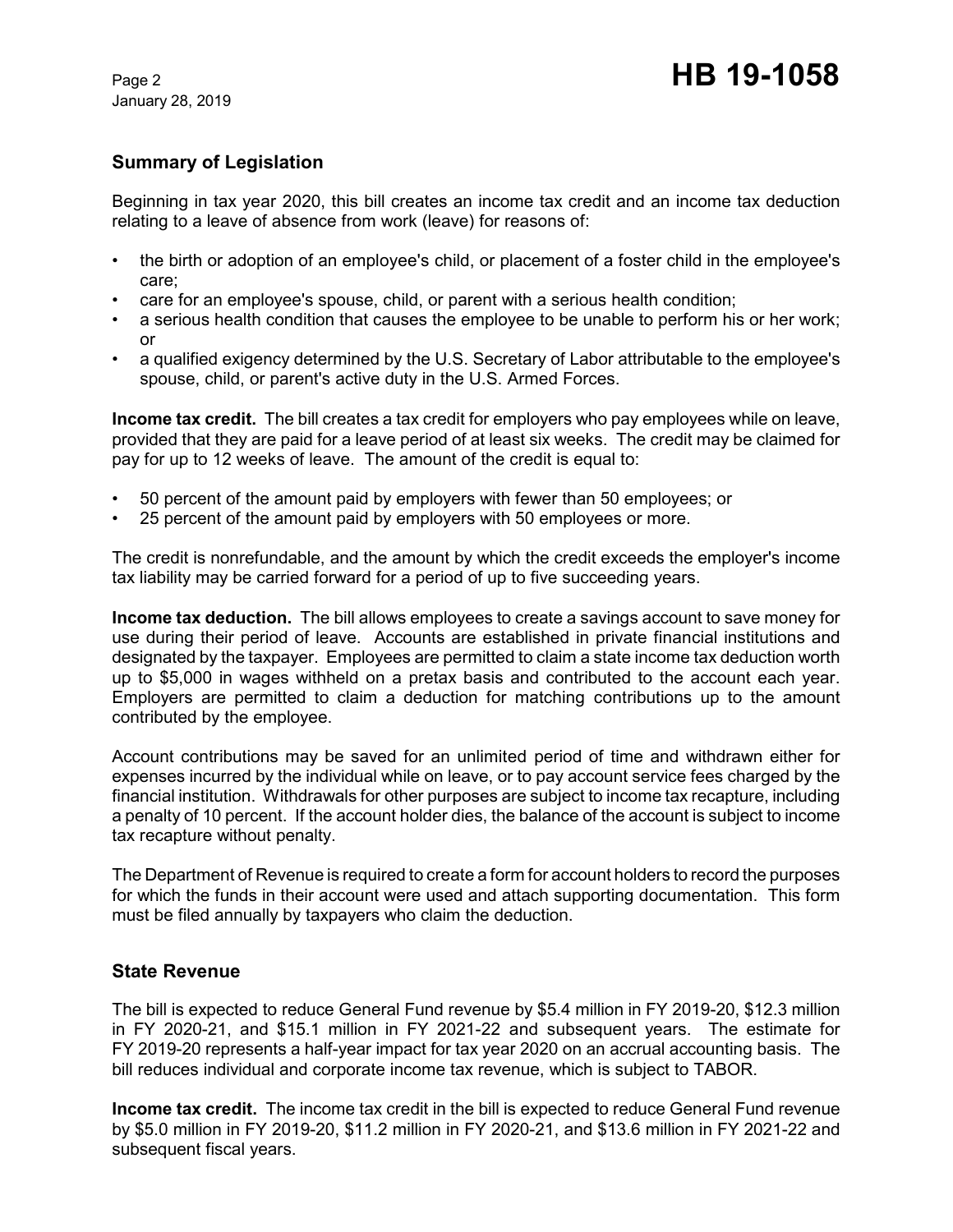## Summary of Legislation

Beginning in tax year 2020, this bill creates an income tax credit and an income tax deduction relating to a leave of absence from work (leave) for reasons of:

- the birth or adoption of an employee's child, or placement of a foster child in the employee's care;
- care for an employee's spouse, child, or parent with a serious health condition;
- a serious health condition that causes the employee to be unable to perform his or her work; or
- a qualified exigency determined by the U.S. Secretary of Labor attributable to the employee's spouse, child, or parent's active duty in the U.S. Armed Forces.

**Income tax credit.** The bill creates a tax credit for employers who pay employees while on leave, provided that they are paid for a leave period of at least six weeks. The credit may be claimed for pay for up to 12 weeks of leave. The amount of the credit is equal to:

- 50 percent of the amount paid by employers with fewer than 50 employees; or
- 25 percent of the amount paid by employers with 50 employees or more.

The credit is nonrefundable, and the amount by which the credit exceeds the employer's income tax liability may be carried forward for a period of up to five succeeding years.

**Income tax deduction.** The bill allows employees to create a savings account to save money for use during their period of leave. Accounts are established in private financial institutions and designated by the taxpayer. Employees are permitted to claim a state income tax deduction worth up to $5,000 in wages withheld on a pretax basis and contributed to the account each year. Employers are permitted to claim a deduction for matching contributions up to the amount contributed by the employee.

Account contributions may be saved for an unlimited period of time and withdrawn either for expenses incurred by the individual while on leave, or to pay account service fees charged by the financial institution. Withdrawals for other purposes are subject to income tax recapture, including a penalty of 10 percent. If the account holder dies, the balance of the account is subject to income tax recapture without penalty.

The Department of Revenue is required to create a form for account holders to record the purposes for which the funds in their account were used and attach supporting documentation. This form must be filed annually by taxpayers who claim the deduction.

## State Revenue

The bill is expected to reduce General Fund revenue by $5.4 million in FY 2019-20, $12.3 million in FY 2020-21, and $15.1 million in FY 2021-22 and subsequent years. The estimate for FY 2019-20 represents a half-year impact for tax year 2020 on an accrual accounting basis. The bill reduces individual and corporate income tax revenue, which is subject to TABOR.

**Income tax credit.** The income tax credit in the bill is expected to reduce General Fund revenue by $5.0 million in FY 2019-20, $11.2 million in FY 2020-21, and $13.6 million in FY 2021-22 and subsequent fiscal years.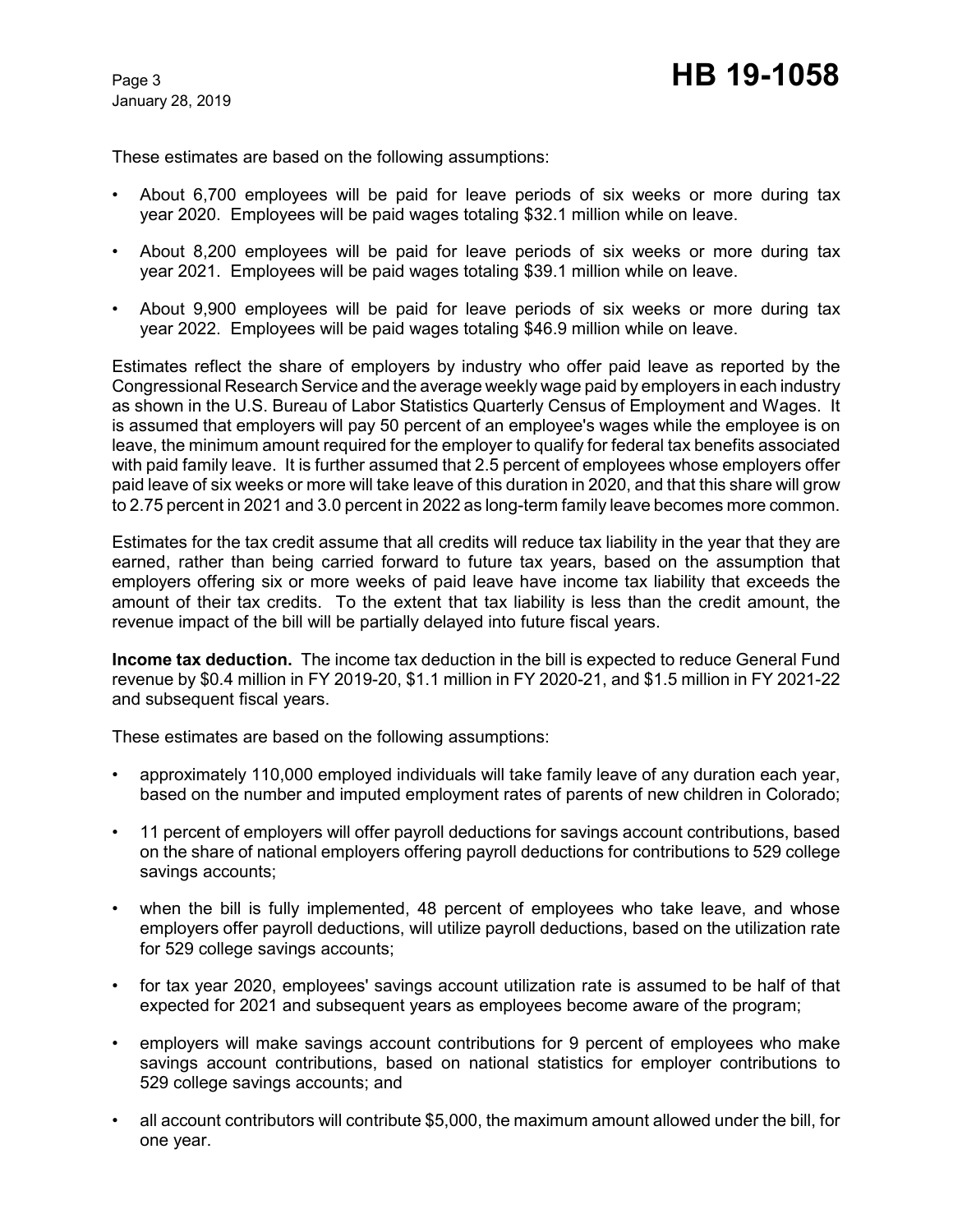These estimates are based on the following assumptions:

- About 6,700 employees will be paid for leave periods of six weeks or more during tax year 2020. Employees will be paid wages totaling $32.1 million while on leave.
- About 8,200 employees will be paid for leave periods of six weeks or more during tax year 2021. Employees will be paid wages totaling $39.1 million while on leave.
- About 9,900 employees will be paid for leave periods of six weeks or more during tax year 2022. Employees will be paid wages totaling $46.9 million while on leave.

Estimates reflect the share of employers by industry who offer paid leave as reported by the Congressional Research Service and the average weekly wage paid by employers in each industry as shown in the U.S. Bureau of Labor Statistics Quarterly Census of Employment and Wages. It is assumed that employers will pay 50 percent of an employee's wages while the employee is on leave, the minimum amount required for the employer to qualify for federal tax benefits associated with paid family leave. It is further assumed that 2.5 percent of employees whose employers offer paid leave of six weeks or more will take leave of this duration in 2020, and that this share will grow to 2.75 percent in 2021 and 3.0 percent in 2022 as long-term family leave becomes more common.

Estimates for the tax credit assume that all credits will reduce tax liability in the year that they are earned, rather than being carried forward to future tax years, based on the assumption that employers offering six or more weeks of paid leave have income tax liability that exceeds the amount of their tax credits. To the extent that tax liability is less than the credit amount, the revenue impact of the bill will be partially delayed into future fiscal years.

**Income tax deduction.** The income tax deduction in the bill is expected to reduce General Fund revenue by $0.4 million in FY 2019-20, $1.1 million in FY 2020-21, and $1.5 million in FY 2021-22 and subsequent fiscal years.

These estimates are based on the following assumptions:

- approximately 110,000 employed individuals will take family leave of any duration each year, based on the number and imputed employment rates of parents of new children in Colorado;
- 11 percent of employers will offer payroll deductions for savings account contributions, based on the share of national employers offering payroll deductions for contributions to 529 college savings accounts;
- when the bill is fully implemented, 48 percent of employees who take leave, and whose employers offer payroll deductions, will utilize payroll deductions, based on the utilization rate for 529 college savings accounts;
- for tax year 2020, employees' savings account utilization rate is assumed to be half of that expected for 2021 and subsequent years as employees become aware of the program;
- employers will make savings account contributions for 9 percent of employees who make savings account contributions, based on national statistics for employer contributions to 529 college savings accounts; and
- all account contributors will contribute $5,000, the maximum amount allowed under the bill, for one year.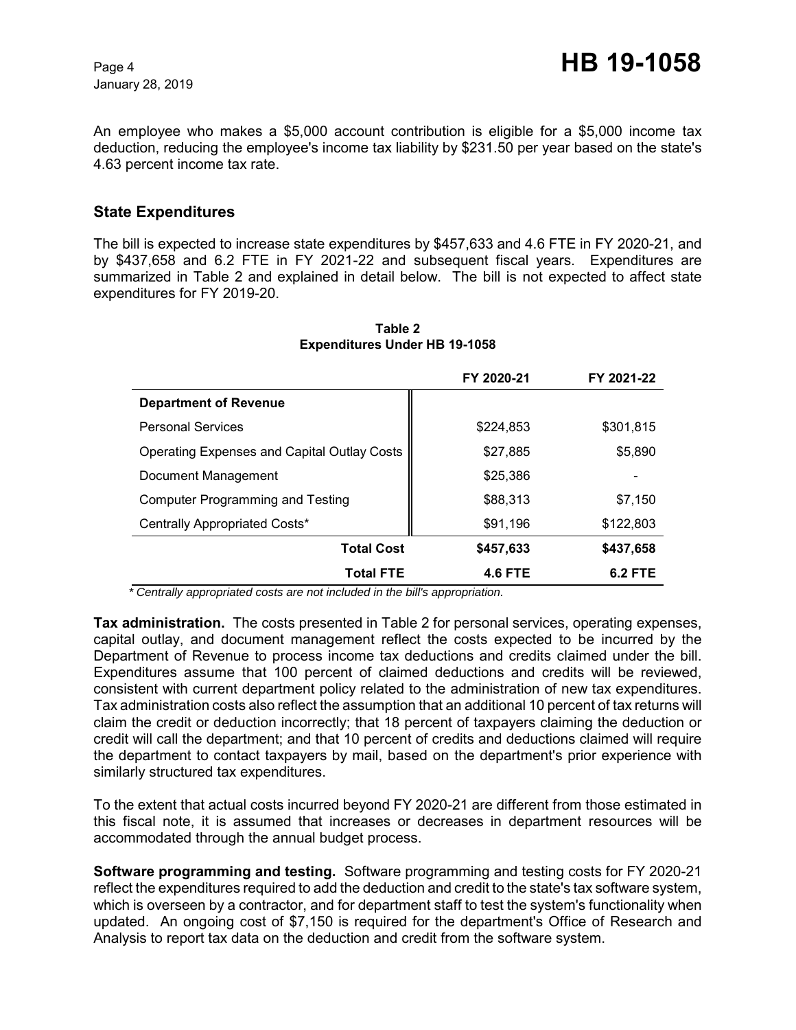An employee who makes a $5,000 account contribution is eligible for a $5,000 income tax deduction, reducing the employee's income tax liability by $231.50 per year based on the state's 4.63 percent income tax rate.

## State Expenditures

The bill is expected to increase state expenditures by $457,633 and 4.6 FTE in FY 2020-21, and by $437,658 and 6.2 FTE in FY 2021-22 and subsequent fiscal years. Expenditures are summarized in Table 2 and explained in detail below. The bill is not expected to affect state expenditures for FY 2019-20.

**Table 2**
**Expenditures Under HB 19-1058**

| | FY 2020-21 | FY 2021-22 |
|---|---|---|
| **Department of Revenue** | | |
| Personal Services | $224,853 | $301,815 |
| Operating Expenses and Capital Outlay Costs | $27,885 | $5,890 |
| Document Management | $25,386 | - |
| Computer Programming and Testing | $88,313 | $7,150 |
| Centrally Appropriated Costs* | $91,196 | $122,803 |
| **Total Cost** | **$457,633** | **$437,658** |
| **Total FTE** | **4.6 FTE** | **6.2 FTE** |

*\* Centrally appropriated costs are not included in the bill's appropriation.*

**Tax administration.** The costs presented in Table 2 for personal services, operating expenses, capital outlay, and document management reflect the costs expected to be incurred by the Department of Revenue to process income tax deductions and credits claimed under the bill. Expenditures assume that 100 percent of claimed deductions and credits will be reviewed, consistent with current department policy related to the administration of new tax expenditures. Tax administration costs also reflect the assumption that an additional 10 percent of tax returns will claim the credit or deduction incorrectly; that 18 percent of taxpayers claiming the deduction or credit will call the department; and that 10 percent of credits and deductions claimed will require the department to contact taxpayers by mail, based on the department's prior experience with similarly structured tax expenditures.

To the extent that actual costs incurred beyond FY 2020-21 are different from those estimated in this fiscal note, it is assumed that increases or decreases in department resources will be accommodated through the annual budget process.

**Software programming and testing.** Software programming and testing costs for FY 2020-21 reflect the expenditures required to add the deduction and credit to the state's tax software system, which is overseen by a contractor, and for department staff to test the system's functionality when updated. An ongoing cost of $7,150 is required for the department's Office of Research and Analysis to report tax data on the deduction and credit from the software system.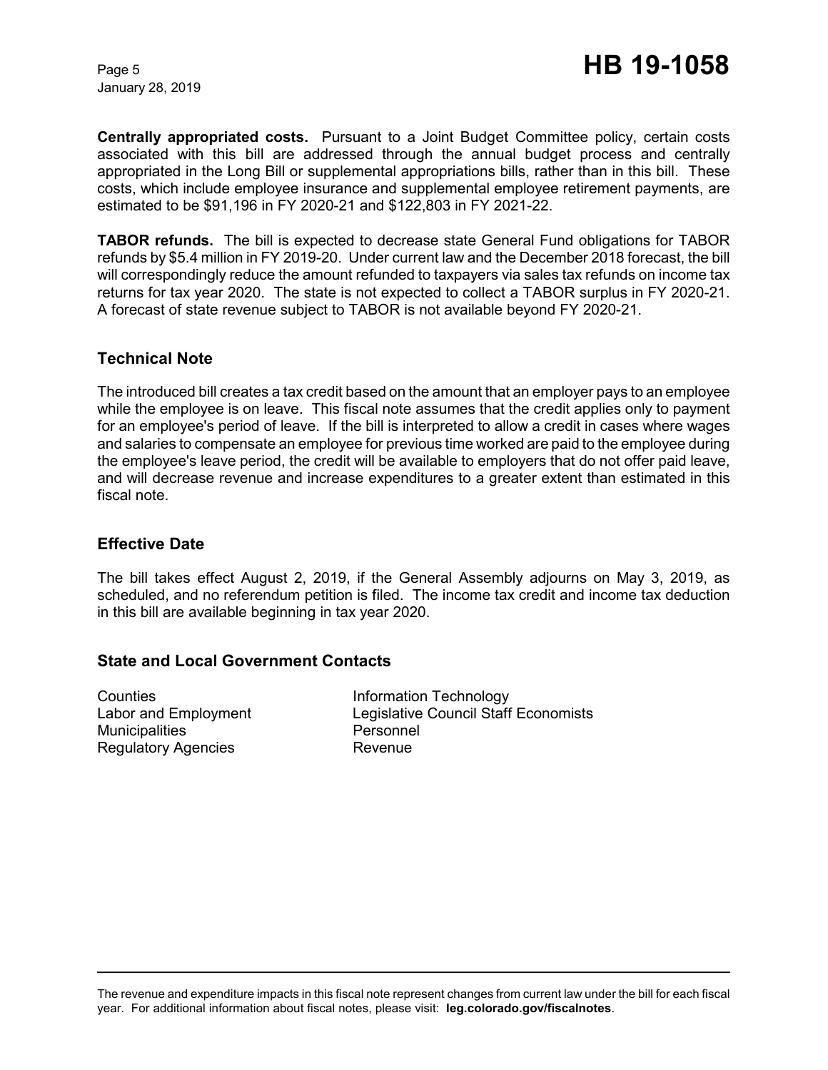**Centrally appropriated costs.** Pursuant to a Joint Budget Committee policy, certain costs associated with this bill are addressed through the annual budget process and centrally appropriated in the Long Bill or supplemental appropriations bills, rather than in this bill. These costs, which include employee insurance and supplemental employee retirement payments, are estimated to be $91,196 in FY 2020-21 and $122,803 in FY 2021-22.

**TABOR refunds.** The bill is expected to decrease state General Fund obligations for TABOR refunds by $5.4 million in FY 2019-20. Under current law and the December 2018 forecast, the bill will correspondingly reduce the amount refunded to taxpayers via sales tax refunds on income tax returns for tax year 2020. The state is not expected to collect a TABOR surplus in FY 2020-21. A forecast of state revenue subject to TABOR is not available beyond FY 2020-21.

## Technical Note

The introduced bill creates a tax credit based on the amount that an employer pays to an employee while the employee is on leave. This fiscal note assumes that the credit applies only to payment for an employee's period of leave. If the bill is interpreted to allow a credit in cases where wages and salaries to compensate an employee for previous time worked are paid to the employee during the employee's leave period, the credit will be available to employers that do not offer paid leave, and will decrease revenue and increase expenditures to a greater extent than estimated in this fiscal note.

## Effective Date

The bill takes effect August 2, 2019, if the General Assembly adjourns on May 3, 2019, as scheduled, and no referendum petition is filed. The income tax credit and income tax deduction in this bill are available beginning in tax year 2020.

## State and Local Government Contacts

| | |
|---|---|
| Counties | Information Technology |
| Labor and Employment | Legislative Council Staff Economists |
| Municipalities | Personnel |
| Regulatory Agencies | Revenue |

The revenue and expenditure impacts in this fiscal note represent changes from current law under the bill for each fiscal year. For additional information about fiscal notes, please visit: **leg.colorado.gov/fiscalnotes**.